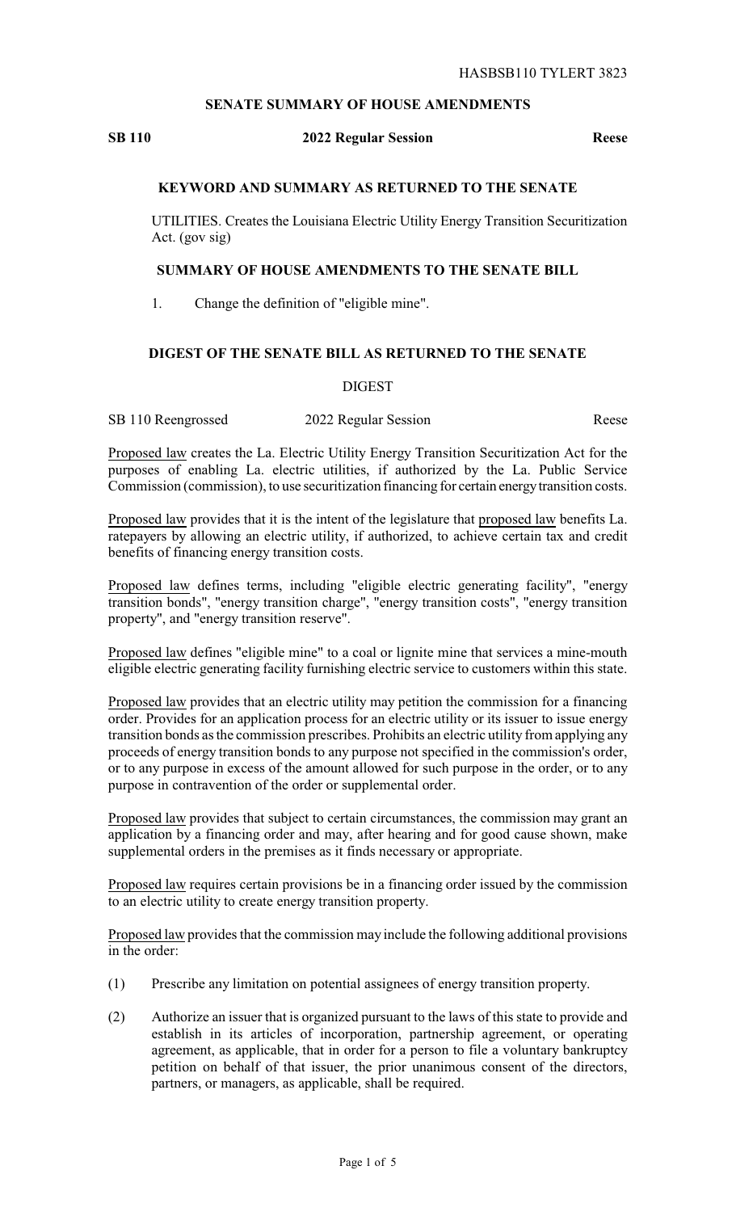HASBSB110 TYLERT 3823

## SENATE SUMMARY OF HOUSE AMENDMENTS

**SB 110** **2022 Regular Session** **Reese**

### KEYWORD AND SUMMARY AS RETURNED TO THE SENATE

UTILITIES. Creates the Louisiana Electric Utility Energy Transition Securitization Act. (gov sig)

### SUMMARY OF HOUSE AMENDMENTS TO THE SENATE BILL

1. Change the definition of "eligible mine".

### DIGEST OF THE SENATE BILL AS RETURNED TO THE SENATE

DIGEST

SB 110 Reengrossed 2022 Regular Session Reese

Proposed law creates the La. Electric Utility Energy Transition Securitization Act for the purposes of enabling La. electric utilities, if authorized by the La. Public Service Commission (commission), to use securitization financing for certain energy transition costs.

Proposed law provides that it is the intent of the legislature that proposed law benefits La. ratepayers by allowing an electric utility, if authorized, to achieve certain tax and credit benefits of financing energy transition costs.

Proposed law defines terms, including "eligible electric generating facility", "energy transition bonds", "energy transition charge", "energy transition costs", "energy transition property", and "energy transition reserve".

Proposed law defines "eligible mine" to a coal or lignite mine that services a mine-mouth eligible electric generating facility furnishing electric service to customers within this state.

Proposed law provides that an electric utility may petition the commission for a financing order. Provides for an application process for an electric utility or its issuer to issue energy transition bonds as the commission prescribes. Prohibits an electric utility from applying any proceeds of energy transition bonds to any purpose not specified in the commission's order, or to any purpose in excess of the amount allowed for such purpose in the order, or to any purpose in contravention of the order or supplemental order.

Proposed law provides that subject to certain circumstances, the commission may grant an application by a financing order and may, after hearing and for good cause shown, make supplemental orders in the premises as it finds necessary or appropriate.

Proposed law requires certain provisions be in a financing order issued by the commission to an electric utility to create energy transition property.

Proposed law provides that the commission may include the following additional provisions in the order:

(1) Prescribe any limitation on potential assignees of energy transition property.

(2) Authorize an issuer that is organized pursuant to the laws of this state to provide and establish in its articles of incorporation, partnership agreement, or operating agreement, as applicable, that in order for a person to file a voluntary bankruptcy petition on behalf of that issuer, the prior unanimous consent of the directors, partners, or managers, as applicable, shall be required.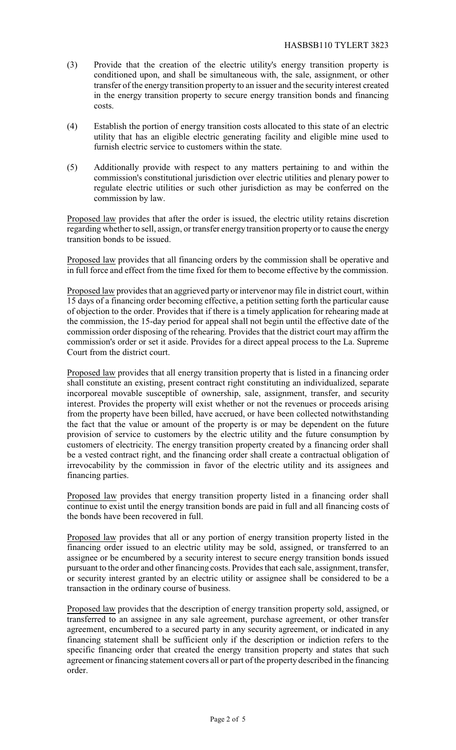(3) Provide that the creation of the electric utility's energy transition property is conditioned upon, and shall be simultaneous with, the sale, assignment, or other transfer of the energy transition property to an issuer and the security interest created in the energy transition property to secure energy transition bonds and financing costs.

(4) Establish the portion of energy transition costs allocated to this state of an electric utility that has an eligible electric generating facility and eligible mine used to furnish electric service to customers within the state.

(5) Additionally provide with respect to any matters pertaining to and within the commission's constitutional jurisdiction over electric utilities and plenary power to regulate electric utilities or such other jurisdiction as may be conferred on the commission by law.

Proposed law provides that after the order is issued, the electric utility retains discretion regarding whether to sell, assign, or transfer energy transition property or to cause the energy transition bonds to be issued.

Proposed law provides that all financing orders by the commission shall be operative and in full force and effect from the time fixed for them to become effective by the commission.

Proposed law provides that an aggrieved party or intervenor may file in district court, within 15 days of a financing order becoming effective, a petition setting forth the particular cause of objection to the order. Provides that if there is a timely application for rehearing made at the commission, the 15-day period for appeal shall not begin until the effective date of the commission order disposing of the rehearing. Provides that the district court may affirm the commission's order or set it aside. Provides for a direct appeal process to the La. Supreme Court from the district court.

Proposed law provides that all energy transition property that is listed in a financing order shall constitute an existing, present contract right constituting an individualized, separate incorporeal movable susceptible of ownership, sale, assignment, transfer, and security interest. Provides the property will exist whether or not the revenues or proceeds arising from the property have been billed, have accrued, or have been collected notwithstanding the fact that the value or amount of the property is or may be dependent on the future provision of service to customers by the electric utility and the future consumption by customers of electricity. The energy transition property created by a financing order shall be a vested contract right, and the financing order shall create a contractual obligation of irrevocability by the commission in favor of the electric utility and its assignees and financing parties.

Proposed law provides that energy transition property listed in a financing order shall continue to exist until the energy transition bonds are paid in full and all financing costs of the bonds have been recovered in full.

Proposed law provides that all or any portion of energy transition property listed in the financing order issued to an electric utility may be sold, assigned, or transferred to an assignee or be encumbered by a security interest to secure energy transition bonds issued pursuant to the order and other financing costs. Provides that each sale, assignment, transfer, or security interest granted by an electric utility or assignee shall be considered to be a transaction in the ordinary course of business.

Proposed law provides that the description of energy transition property sold, assigned, or transferred to an assignee in any sale agreement, purchase agreement, or other transfer agreement, encumbered to a secured party in any security agreement, or indicated in any financing statement shall be sufficient only if the description or indiction refers to the specific financing order that created the energy transition property and states that such agreement or financing statement covers all or part of the property described in the financing order.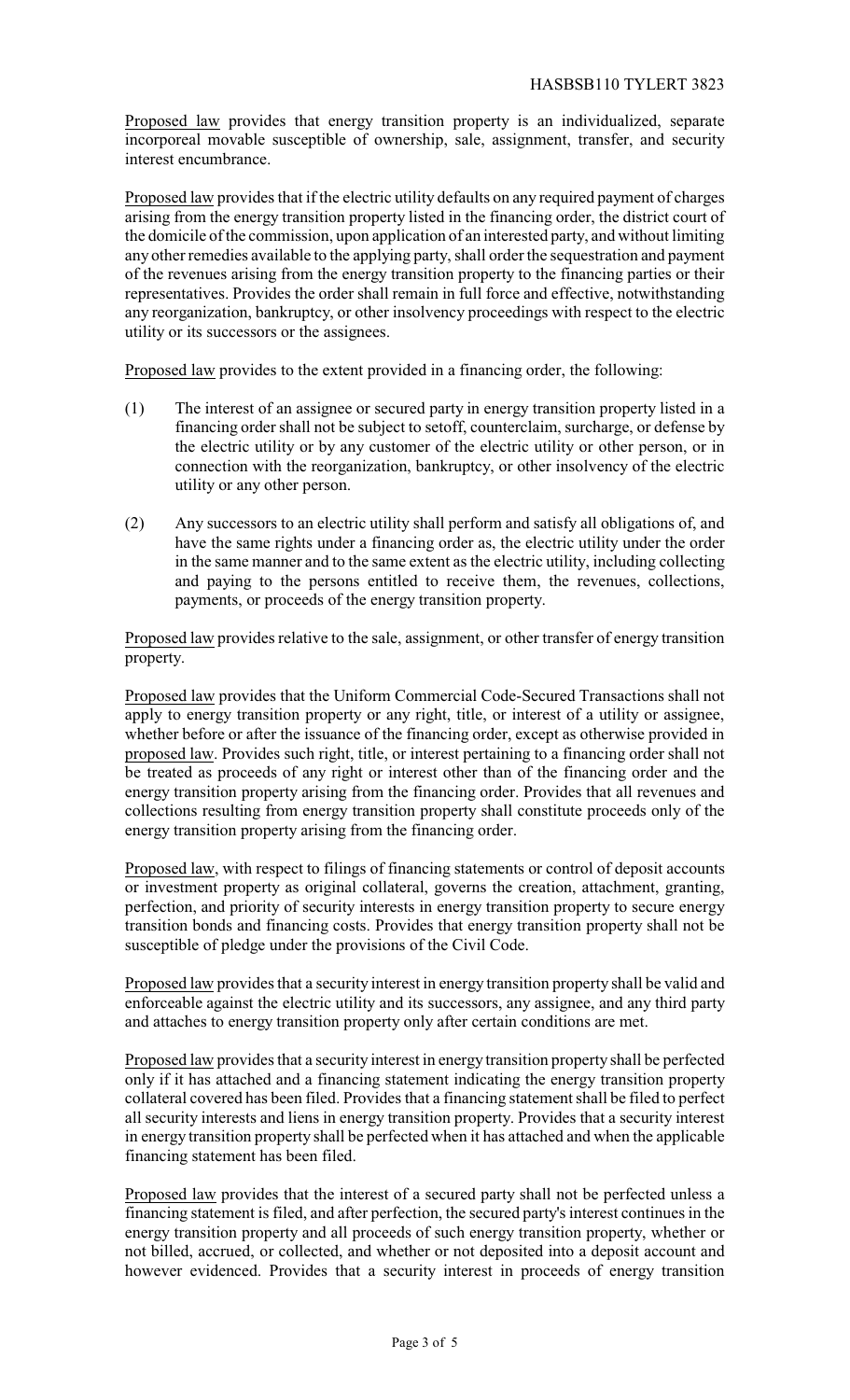Proposed law provides that energy transition property is an individualized, separate incorporeal movable susceptible of ownership, sale, assignment, transfer, and security interest encumbrance.

Proposed law provides that if the electric utility defaults on any required payment of charges arising from the energy transition property listed in the financing order, the district court of the domicile of the commission, upon application of an interested party, and without limiting any other remedies available to the applying party, shall order the sequestration and payment of the revenues arising from the energy transition property to the financing parties or their representatives. Provides the order shall remain in full force and effective, notwithstanding any reorganization, bankruptcy, or other insolvency proceedings with respect to the electric utility or its successors or the assignees.

Proposed law provides to the extent provided in a financing order, the following:

(1) The interest of an assignee or secured party in energy transition property listed in a financing order shall not be subject to setoff, counterclaim, surcharge, or defense by the electric utility or by any customer of the electric utility or other person, or in connection with the reorganization, bankruptcy, or other insolvency of the electric utility or any other person.

(2) Any successors to an electric utility shall perform and satisfy all obligations of, and have the same rights under a financing order as, the electric utility under the order in the same manner and to the same extent as the electric utility, including collecting and paying to the persons entitled to receive them, the revenues, collections, payments, or proceeds of the energy transition property.

Proposed law provides relative to the sale, assignment, or other transfer of energy transition property.

Proposed law provides that the Uniform Commercial Code-Secured Transactions shall not apply to energy transition property or any right, title, or interest of a utility or assignee, whether before or after the issuance of the financing order, except as otherwise provided in proposed law. Provides such right, title, or interest pertaining to a financing order shall not be treated as proceeds of any right or interest other than of the financing order and the energy transition property arising from the financing order. Provides that all revenues and collections resulting from energy transition property shall constitute proceeds only of the energy transition property arising from the financing order.

Proposed law, with respect to filings of financing statements or control of deposit accounts or investment property as original collateral, governs the creation, attachment, granting, perfection, and priority of security interests in energy transition property to secure energy transition bonds and financing costs. Provides that energy transition property shall not be susceptible of pledge under the provisions of the Civil Code.

Proposed law provides that a security interest in energy transition property shall be valid and enforceable against the electric utility and its successors, any assignee, and any third party and attaches to energy transition property only after certain conditions are met.

Proposed law provides that a security interest in energy transition property shall be perfected only if it has attached and a financing statement indicating the energy transition property collateral covered has been filed. Provides that a financing statement shall be filed to perfect all security interests and liens in energy transition property. Provides that a security interest in energy transition property shall be perfected when it has attached and when the applicable financing statement has been filed.

Proposed law provides that the interest of a secured party shall not be perfected unless a financing statement is filed, and after perfection, the secured party's interest continues in the energy transition property and all proceeds of such energy transition property, whether or not billed, accrued, or collected, and whether or not deposited into a deposit account and however evidenced. Provides that a security interest in proceeds of energy transition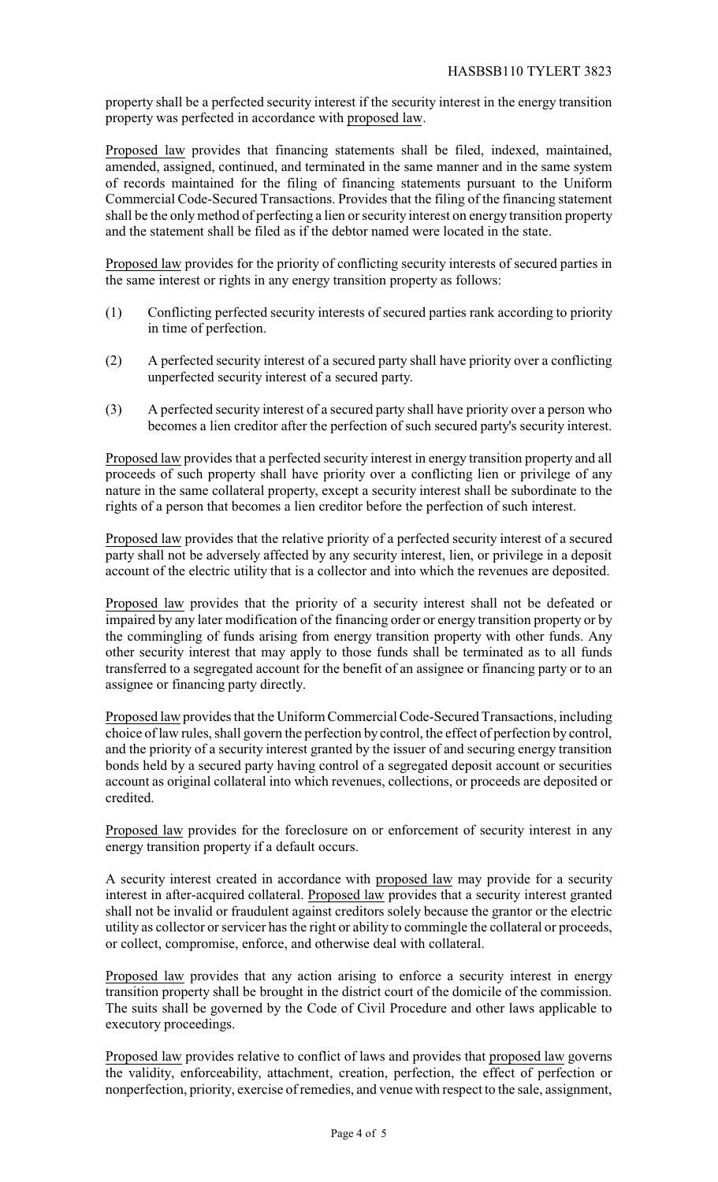property shall be a perfected security interest if the security interest in the energy transition property was perfected in accordance with proposed law.

Proposed law provides that financing statements shall be filed, indexed, maintained, amended, assigned, continued, and terminated in the same manner and in the same system of records maintained for the filing of financing statements pursuant to the Uniform Commercial Code-Secured Transactions. Provides that the filing of the financing statement shall be the only method of perfecting a lien or security interest on energy transition property and the statement shall be filed as if the debtor named were located in the state.

Proposed law provides for the priority of conflicting security interests of secured parties in the same interest or rights in any energy transition property as follows:

(1) Conflicting perfected security interests of secured parties rank according to priority in time of perfection.

(2) A perfected security interest of a secured party shall have priority over a conflicting unperfected security interest of a secured party.

(3) A perfected security interest of a secured party shall have priority over a person who becomes a lien creditor after the perfection of such secured party's security interest.

Proposed law provides that a perfected security interest in energy transition property and all proceeds of such property shall have priority over a conflicting lien or privilege of any nature in the same collateral property, except a security interest shall be subordinate to the rights of a person that becomes a lien creditor before the perfection of such interest.

Proposed law provides that the relative priority of a perfected security interest of a secured party shall not be adversely affected by any security interest, lien, or privilege in a deposit account of the electric utility that is a collector and into which the revenues are deposited.

Proposed law provides that the priority of a security interest shall not be defeated or impaired by any later modification of the financing order or energy transition property or by the commingling of funds arising from energy transition property with other funds. Any other security interest that may apply to those funds shall be terminated as to all funds transferred to a segregated account for the benefit of an assignee or financing party or to an assignee or financing party directly.

Proposed law provides that the Uniform Commercial Code-Secured Transactions, including choice of law rules, shall govern the perfection by control, the effect of perfection by control, and the priority of a security interest granted by the issuer of and securing energy transition bonds held by a secured party having control of a segregated deposit account or securities account as original collateral into which revenues, collections, or proceeds are deposited or credited.

Proposed law provides for the foreclosure on or enforcement of security interest in any energy transition property if a default occurs.

A security interest created in accordance with proposed law may provide for a security interest in after-acquired collateral. Proposed law provides that a security interest granted shall not be invalid or fraudulent against creditors solely because the grantor or the electric utility as collector or servicer has the right or ability to commingle the collateral or proceeds, or collect, compromise, enforce, and otherwise deal with collateral.

Proposed law provides that any action arising to enforce a security interest in energy transition property shall be brought in the district court of the domicile of the commission. The suits shall be governed by the Code of Civil Procedure and other laws applicable to executory proceedings.

Proposed law provides relative to conflict of laws and provides that proposed law governs the validity, enforceability, attachment, creation, perfection, the effect of perfection or nonperfection, priority, exercise of remedies, and venue with respect to the sale, assignment,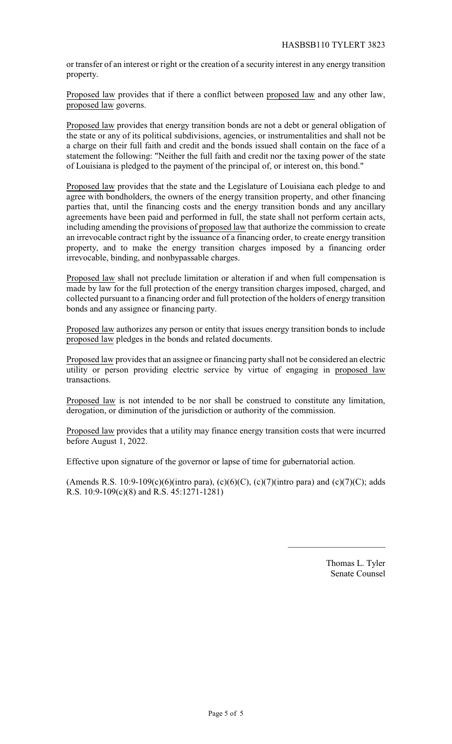or transfer of an interest or right or the creation of a security interest in any energy transition property.

Proposed law provides that if there a conflict between proposed law and any other law, proposed law governs.

Proposed law provides that energy transition bonds are not a debt or general obligation of the state or any of its political subdivisions, agencies, or instrumentalities and shall not be a charge on their full faith and credit and the bonds issued shall contain on the face of a statement the following: "Neither the full faith and credit nor the taxing power of the state of Louisiana is pledged to the payment of the principal of, or interest on, this bond."

Proposed law provides that the state and the Legislature of Louisiana each pledge to and agree with bondholders, the owners of the energy transition property, and other financing parties that, until the financing costs and the energy transition bonds and any ancillary agreements have been paid and performed in full, the state shall not perform certain acts, including amending the provisions of proposed law that authorize the commission to create an irrevocable contract right by the issuance of a financing order, to create energy transition property, and to make the energy transition charges imposed by a financing order irrevocable, binding, and nonbypassable charges.

Proposed law shall not preclude limitation or alteration if and when full compensation is made by law for the full protection of the energy transition charges imposed, charged, and collected pursuant to a financing order and full protection of the holders of energy transition bonds and any assignee or financing party.

Proposed law authorizes any person or entity that issues energy transition bonds to include proposed law pledges in the bonds and related documents.

Proposed law provides that an assignee or financing party shall not be considered an electric utility or person providing electric service by virtue of engaging in proposed law transactions.

Proposed law is not intended to be nor shall be construed to constitute any limitation, derogation, or diminution of the jurisdiction or authority of the commission.

Proposed law provides that a utility may finance energy transition costs that were incurred before August 1, 2022.

Effective upon signature of the governor or lapse of time for gubernatorial action.

(Amends R.S. 10:9-109(c)(6)(intro para), (c)(6)(C), (c)(7)(intro para) and (c)(7)(C); adds R.S. 10:9-109(c)(8) and R.S. 45:1271-1281)

Thomas L. Tyler
Senate Counsel